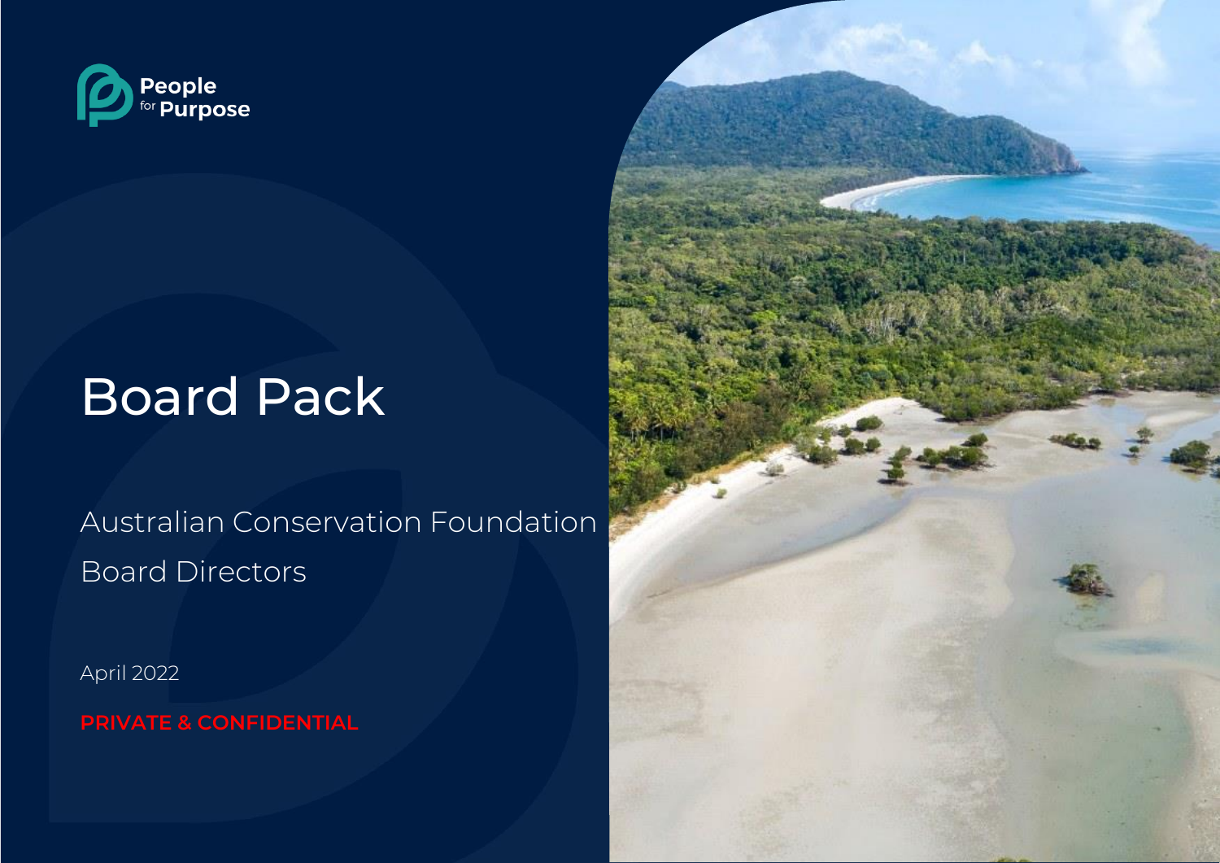People for Purpose

# Board Pack

Australian Conservation Foundation

Board Directors

April 2022

**PRIVATE & CONFIDENTIAL**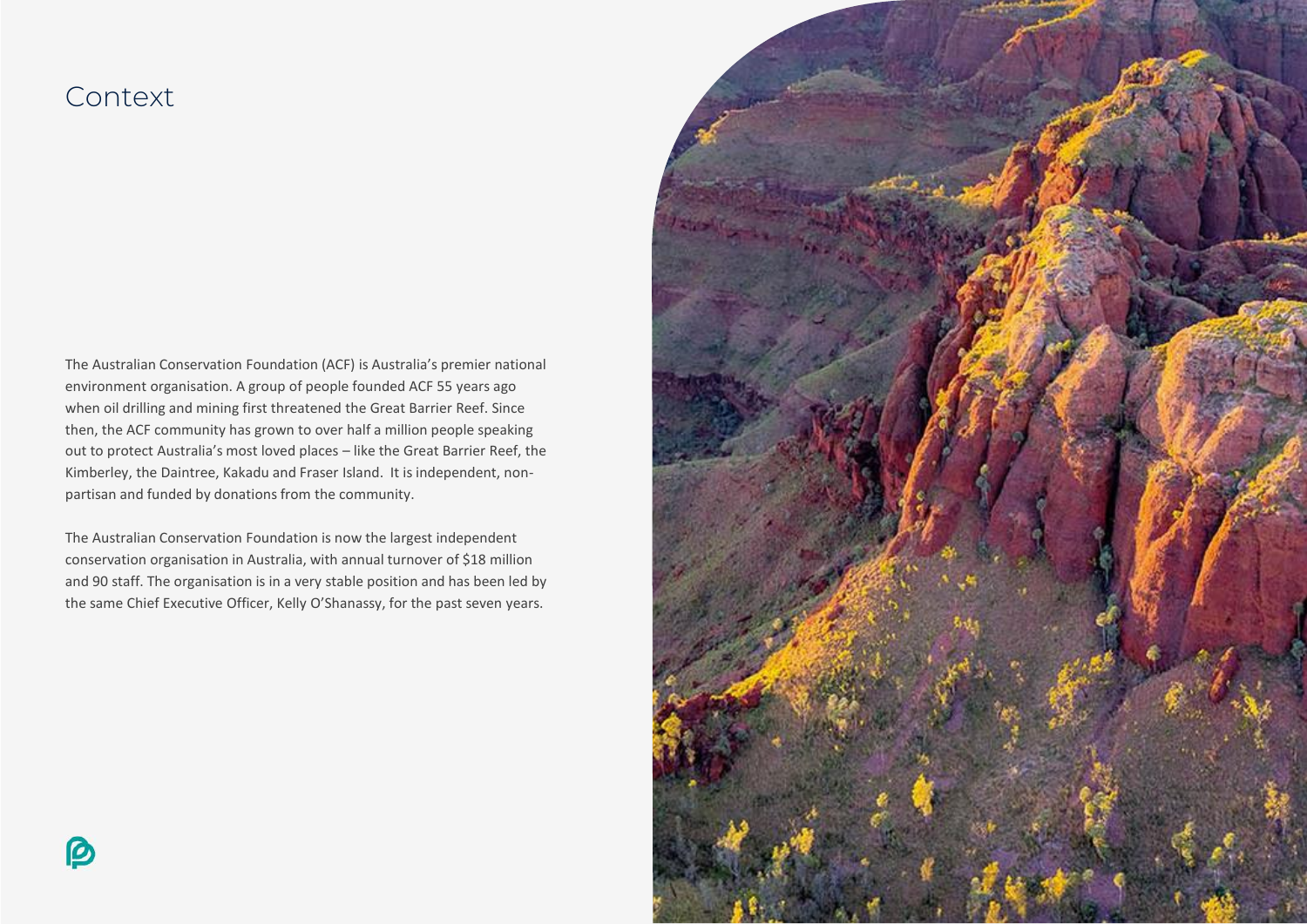# Context

The Australian Conservation Foundation (ACF) is Australia's premier national environment organisation. A group of people founded ACF 55 years ago when oil drilling and mining first threatened the Great Barrier Reef. Since then, the ACF community has grown to over half a million people speaking out to protect Australia's most loved places – like the Great Barrier Reef, the Kimberley, the Daintree, Kakadu and Fraser Island. It is independent, non-partisan and funded by donations from the community.

The Australian Conservation Foundation is now the largest independent conservation organisation in Australia, with annual turnover of $18 million and 90 staff. The organisation is in a very stable position and has been led by the same Chief Executive Officer, Kelly O'Shanassy, for the past seven years.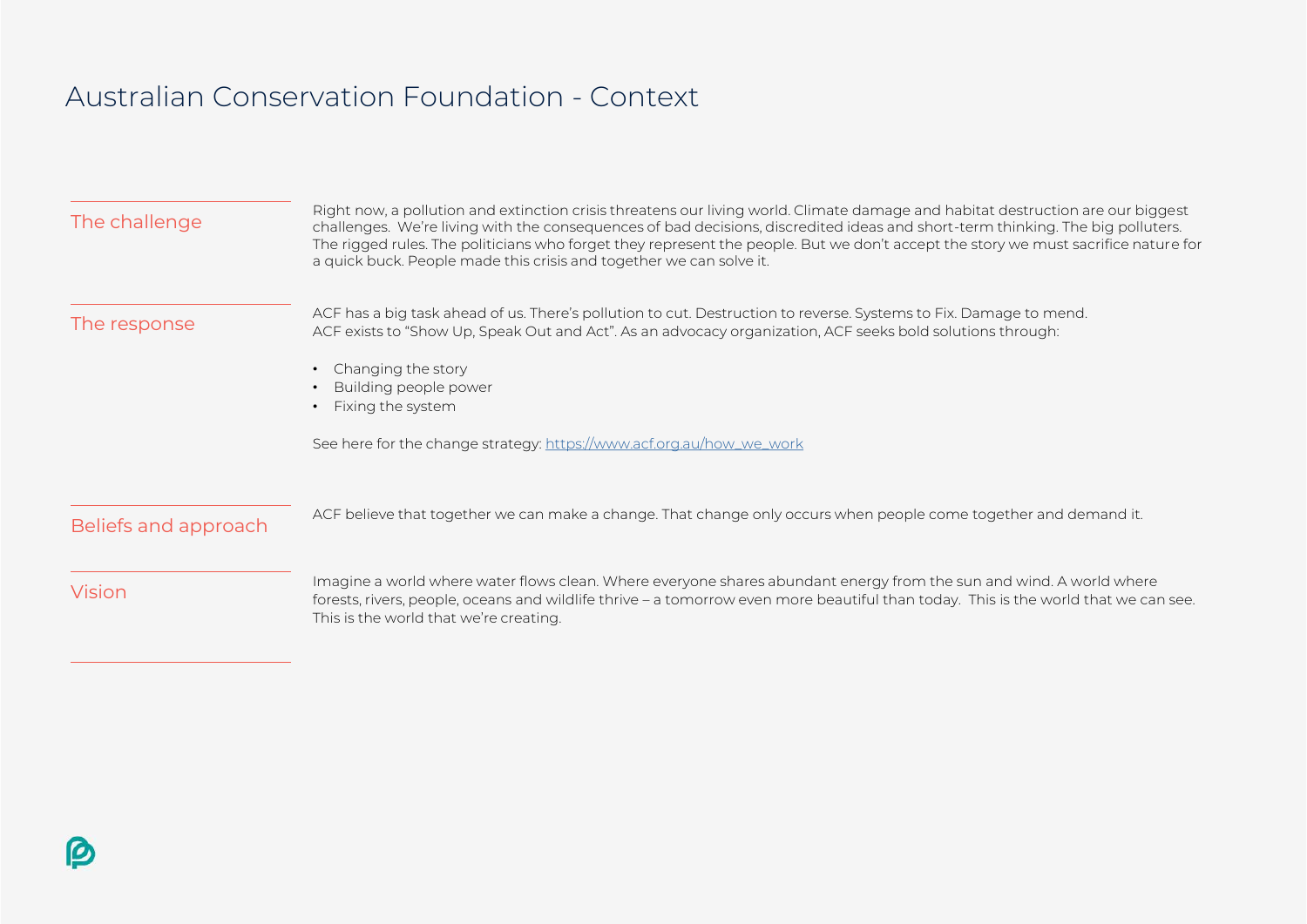# Australian Conservation Foundation - Context

## The challenge

Right now, a pollution and extinction crisis threatens our living world. Climate damage and habitat destruction are our biggest challenges. We're living with the consequences of bad decisions, discredited ideas and short-term thinking. The big polluters. The rigged rules. The politicians who forget they represent the people. But we don't accept the story we must sacrifice nature for a quick buck. People made this crisis and together we can solve it.

## The response

ACF has a big task ahead of us. There's pollution to cut. Destruction to reverse. Systems to Fix. Damage to mend.
ACF exists to "Show Up, Speak Out and Act". As an advocacy organization, ACF seeks bold solutions through:

- Changing the story
- Building people power
- Fixing the system

See here for the change strategy: https://www.acf.org.au/how_we_work

## Beliefs and approach

ACF believe that together we can make a change. That change only occurs when people come together and demand it.

## Vision

Imagine a world where water flows clean. Where everyone shares abundant energy from the sun and wind. A world where forests, rivers, people, oceans and wildlife thrive – a tomorrow even more beautiful than today. This is the world that we can see. This is the world that we're creating.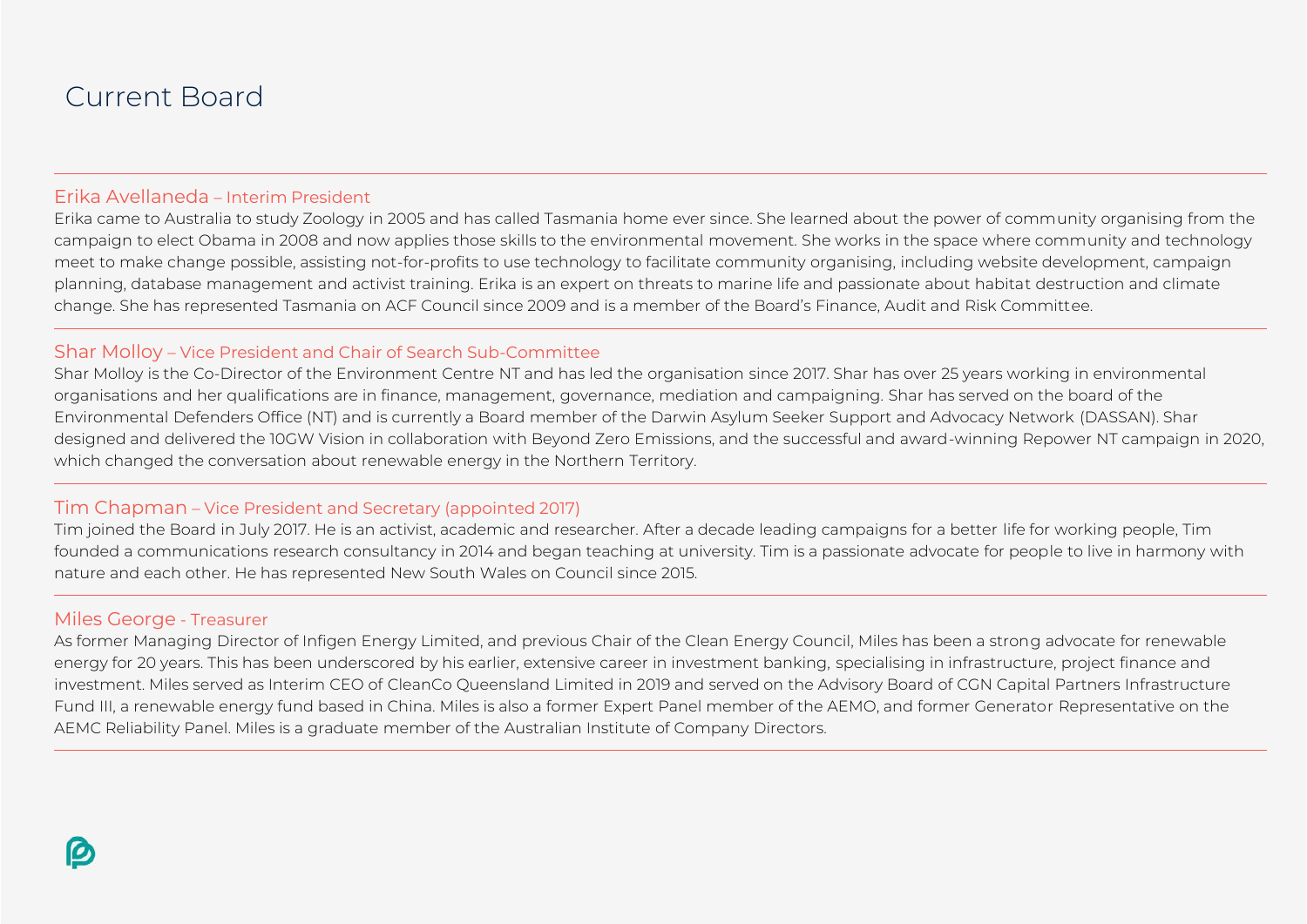# Current Board

### Erika Avellaneda – Interim President

Erika came to Australia to study Zoology in 2005 and has called Tasmania home ever since. She learned about the power of community organising from the campaign to elect Obama in 2008 and now applies those skills to the environmental movement. She works in the space where community and technology meet to make change possible, assisting not-for-profits to use technology to facilitate community organising, including website development, campaign planning, database management and activist training. Erika is an expert on threats to marine life and passionate about habitat destruction and climate change. She has represented Tasmania on ACF Council since 2009 and is a member of the Board's Finance, Audit and Risk Committee.

### Shar Molloy – Vice President and Chair of Search Sub-Committee

Shar Molloy is the Co-Director of the Environment Centre NT and has led the organisation since 2017. Shar has over 25 years working in environmental organisations and her qualifications are in finance, management, governance, mediation and campaigning. Shar has served on the board of the Environmental Defenders Office (NT) and is currently a Board member of the Darwin Asylum Seeker Support and Advocacy Network (DASSAN). Shar designed and delivered the 10GW Vision in collaboration with Beyond Zero Emissions, and the successful and award-winning Repower NT campaign in 2020, which changed the conversation about renewable energy in the Northern Territory.

### Tim Chapman – Vice President and Secretary (appointed 2017)

Tim joined the Board in July 2017. He is an activist, academic and researcher. After a decade leading campaigns for a better life for working people, Tim founded a communications research consultancy in 2014 and began teaching at university. Tim is a passionate advocate for people to live in harmony with nature and each other. He has represented New South Wales on Council since 2015.

### Miles George - Treasurer

As former Managing Director of Infigen Energy Limited, and previous Chair of the Clean Energy Council, Miles has been a strong advocate for renewable energy for 20 years. This has been underscored by his earlier, extensive career in investment banking, specialising in infrastructure, project finance and investment. Miles served as Interim CEO of CleanCo Queensland Limited in 2019 and served on the Advisory Board of CGN Capital Partners Infrastructure Fund III, a renewable energy fund based in China. Miles is also a former Expert Panel member of the AEMO, and former Generator Representative on the AEMC Reliability Panel. Miles is a graduate member of the Australian Institute of Company Directors.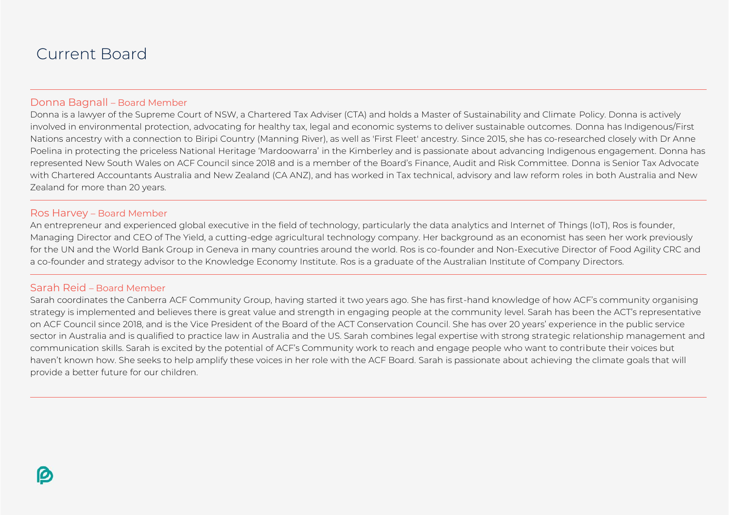# Current Board

## Donna Bagnall – Board Member

Donna is a lawyer of the Supreme Court of NSW, a Chartered Tax Adviser (CTA) and holds a Master of Sustainability and Climate Policy. Donna is actively involved in environmental protection, advocating for healthy tax, legal and economic systems to deliver sustainable outcomes. Donna has Indigenous/First Nations ancestry with a connection to Biripi Country (Manning River), as well as 'First Fleet' ancestry. Since 2015, she has co-researched closely with Dr Anne Poelina in protecting the priceless National Heritage 'Mardoowarra' in the Kimberley and is passionate about advancing Indigenous engagement. Donna has represented New South Wales on ACF Council since 2018 and is a member of the Board's Finance, Audit and Risk Committee. Donna is Senior Tax Advocate with Chartered Accountants Australia and New Zealand (CA ANZ), and has worked in Tax technical, advisory and law reform roles in both Australia and New Zealand for more than 20 years.

## Ros Harvey – Board Member

An entrepreneur and experienced global executive in the field of technology, particularly the data analytics and Internet of Things (IoT), Ros is founder, Managing Director and CEO of The Yield, a cutting-edge agricultural technology company. Her background as an economist has seen her work previously for the UN and the World Bank Group in Geneva in many countries around the world. Ros is co-founder and Non-Executive Director of Food Agility CRC and a co-founder and strategy advisor to the Knowledge Economy Institute. Ros is a graduate of the Australian Institute of Company Directors.

## Sarah Reid – Board Member

Sarah coordinates the Canberra ACF Community Group, having started it two years ago. She has first-hand knowledge of how ACF's community organising strategy is implemented and believes there is great value and strength in engaging people at the community level. Sarah has been the ACT's representative on ACF Council since 2018, and is the Vice President of the Board of the ACT Conservation Council. She has over 20 years' experience in the public service sector in Australia and is qualified to practice law in Australia and the US. Sarah combines legal expertise with strong strategic relationship management and communication skills. Sarah is excited by the potential of ACF's Community work to reach and engage people who want to contribute their voices but haven't known how. She seeks to help amplify these voices in her role with the ACF Board. Sarah is passionate about achieving the climate goals that will provide a better future for our children.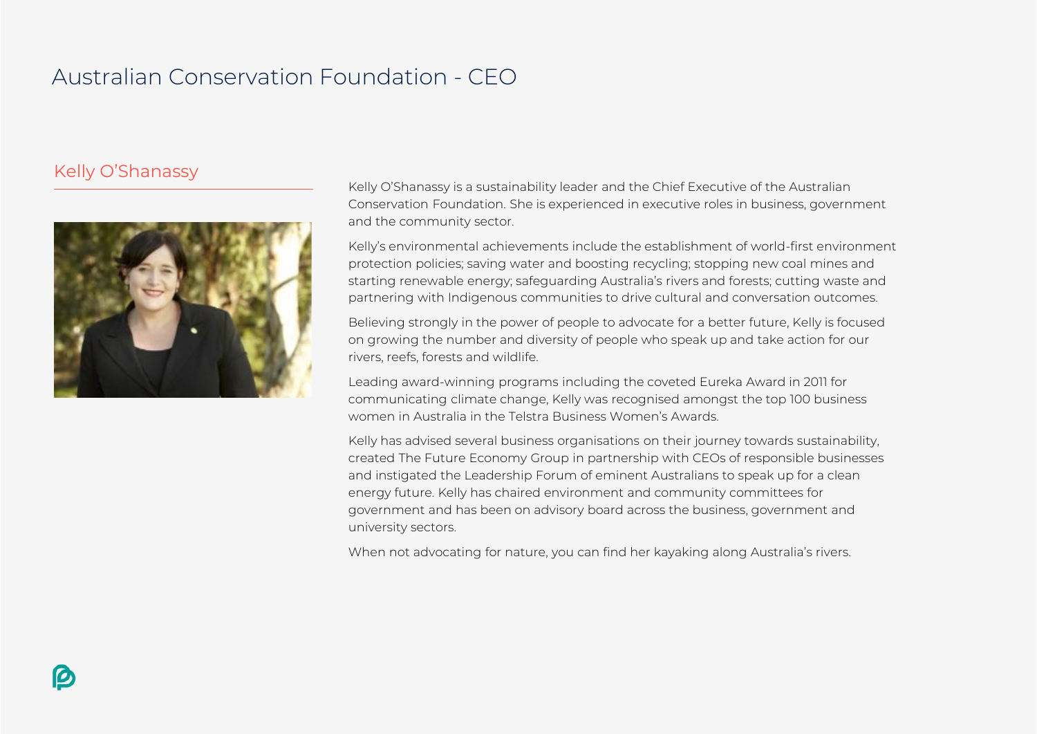# Australian Conservation Foundation - CEO

## Kelly O'Shanassy

Kelly O'Shanassy is a sustainability leader and the Chief Executive of the Australian Conservation Foundation. She is experienced in executive roles in business, government and the community sector.

Kelly's environmental achievements include the establishment of world-first environment protection policies; saving water and boosting recycling; stopping new coal mines and starting renewable energy; safeguarding Australia's rivers and forests; cutting waste and partnering with Indigenous communities to drive cultural and conversation outcomes.

Believing strongly in the power of people to advocate for a better future, Kelly is focused on growing the number and diversity of people who speak up and take action for our rivers, reefs, forests and wildlife.

Leading award-winning programs including the coveted Eureka Award in 2011 for communicating climate change, Kelly was recognised amongst the top 100 business women in Australia in the Telstra Business Women's Awards.

Kelly has advised several business organisations on their journey towards sustainability, created The Future Economy Group in partnership with CEOs of responsible businesses and instigated the Leadership Forum of eminent Australians to speak up for a clean energy future. Kelly has chaired environment and community committees for government and has been on advisory board across the business, government and university sectors.

When not advocating for nature, you can find her kayaking along Australia's rivers.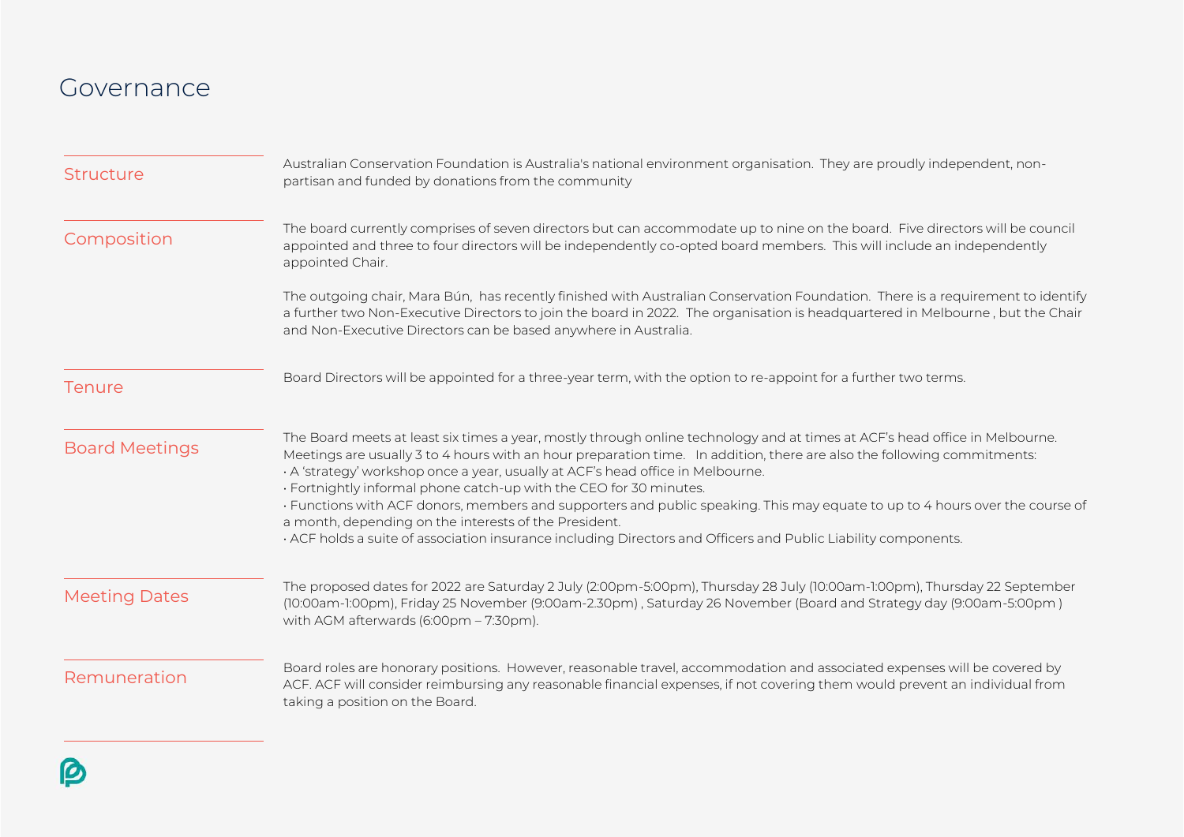# Governance

## Structure

Australian Conservation Foundation is Australia's national environment organisation. They are proudly independent, non-partisan and funded by donations from the community

## Composition

The board currently comprises of seven directors but can accommodate up to nine on the board. Five directors will be council appointed and three to four directors will be independently co-opted board members. This will include an independently appointed Chair.

The outgoing chair, Mara Bún, has recently finished with Australian Conservation Foundation. There is a requirement to identify a further two Non-Executive Directors to join the board in 2022. The organisation is headquartered in Melbourne , but the Chair and Non-Executive Directors can be based anywhere in Australia.

## Tenure

Board Directors will be appointed for a three-year term, with the option to re-appoint for a further two terms.

## Board Meetings

The Board meets at least six times a year, mostly through online technology and at times at ACF's head office in Melbourne. Meetings are usually 3 to 4 hours with an hour preparation time. In addition, there are also the following commitments:

- A 'strategy' workshop once a year, usually at ACF's head office in Melbourne.
- Fortnightly informal phone catch-up with the CEO for 30 minutes.
- Functions with ACF donors, members and supporters and public speaking. This may equate to up to 4 hours over the course of a month, depending on the interests of the President.
- ACF holds a suite of association insurance including Directors and Officers and Public Liability components.

## Meeting Dates

The proposed dates for 2022 are Saturday 2 July (2:00pm-5:00pm), Thursday 28 July (10:00am-1:00pm), Thursday 22 September (10:00am-1:00pm), Friday 25 November (9:00am-2.30pm) , Saturday 26 November (Board and Strategy day (9:00am-5:00pm ) with AGM afterwards (6:00pm – 7:30pm).

## Remuneration

Board roles are honorary positions. However, reasonable travel, accommodation and associated expenses will be covered by ACF. ACF will consider reimbursing any reasonable financial expenses, if not covering them would prevent an individual from taking a position on the Board.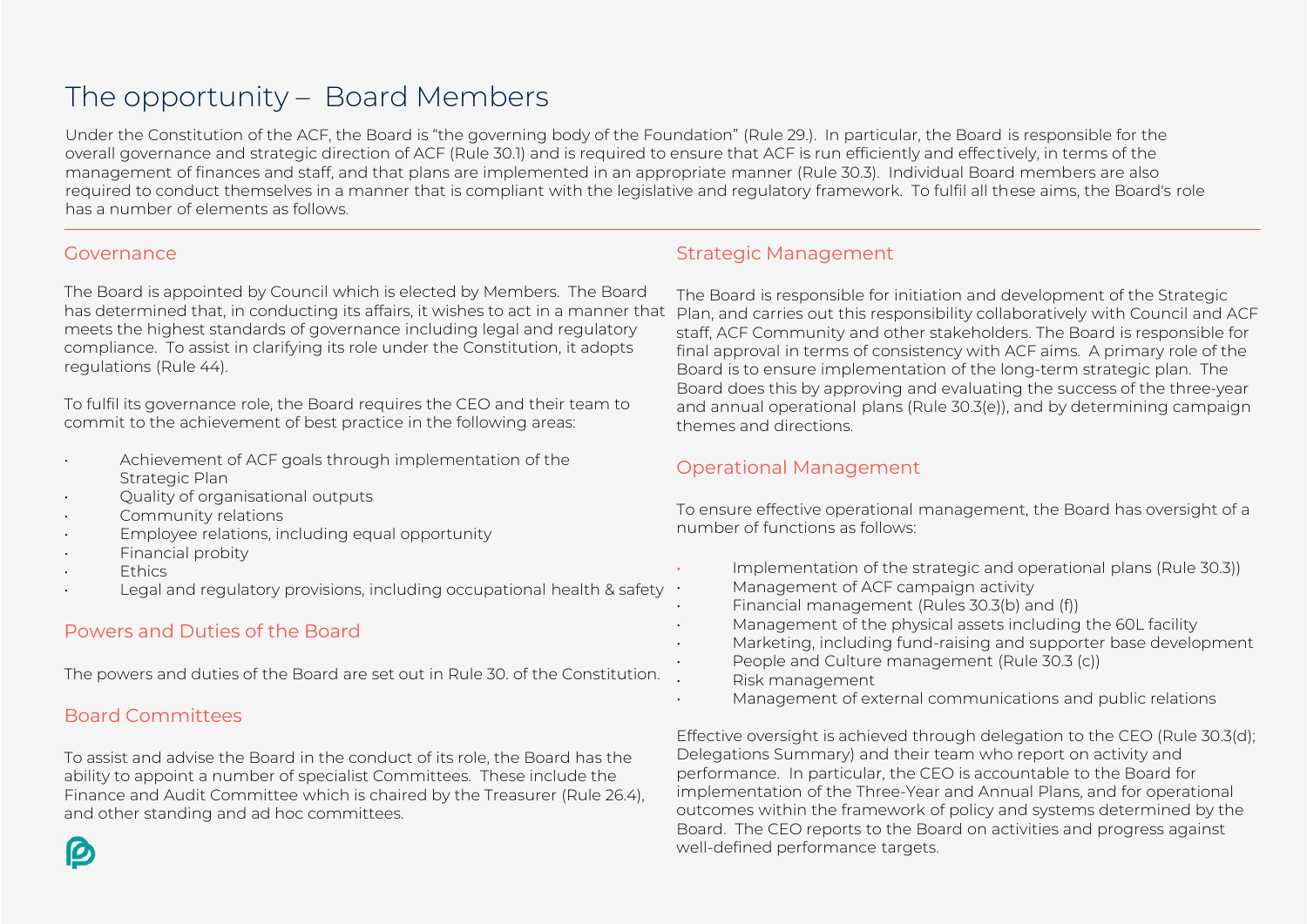# The opportunity – Board Members

Under the Constitution of the ACF, the Board is "the governing body of the Foundation" (Rule 29.). In particular, the Board is responsible for the overall governance and strategic direction of ACF (Rule 30.1) and is required to ensure that ACF is run efficiently and effectively, in terms of the management of finances and staff, and that plans are implemented in an appropriate manner (Rule 30.3). Individual Board members are also required to conduct themselves in a manner that is compliant with the legislative and regulatory framework. To fulfil all these aims, the Board's role has a number of elements as follows.

## Governance

The Board is appointed by Council which is elected by Members. The Board has determined that, in conducting its affairs, it wishes to act in a manner that meets the highest standards of governance including legal and regulatory compliance. To assist in clarifying its role under the Constitution, it adopts regulations (Rule 44).

To fulfil its governance role, the Board requires the CEO and their team to commit to the achievement of best practice in the following areas:

- Achievement of ACF goals through implementation of the Strategic Plan
- Quality of organisational outputs
- Community relations
- Employee relations, including equal opportunity
- Financial probity
- Ethics
- Legal and regulatory provisions, including occupational health & safety

## Powers and Duties of the Board

The powers and duties of the Board are set out in Rule 30. of the Constitution.

## Board Committees

To assist and advise the Board in the conduct of its role, the Board has the ability to appoint a number of specialist Committees. These include the Finance and Audit Committee which is chaired by the Treasurer (Rule 26.4), and other standing and ad hoc committees.

## Strategic Management

The Board is responsible for initiation and development of the Strategic Plan, and carries out this responsibility collaboratively with Council and ACF staff, ACF Community and other stakeholders. The Board is responsible for final approval in terms of consistency with ACF aims. A primary role of the Board is to ensure implementation of the long-term strategic plan. The Board does this by approving and evaluating the success of the three-year and annual operational plans (Rule 30.3(e)), and by determining campaign themes and directions.

## Operational Management

To ensure effective operational management, the Board has oversight of a number of functions as follows:

- Implementation of the strategic and operational plans (Rule 30.3))
- Management of ACF campaign activity
- Financial management (Rules 30.3(b) and (f))
- Management of the physical assets including the 60L facility
- Marketing, including fund-raising and supporter base development
- People and Culture management (Rule 30.3 (c))
- Risk management
- Management of external communications and public relations

Effective oversight is achieved through delegation to the CEO (Rule 30.3(d); Delegations Summary) and their team who report on activity and performance. In particular, the CEO is accountable to the Board for implementation of the Three-Year and Annual Plans, and for operational outcomes within the framework of policy and systems determined by the Board. The CEO reports to the Board on activities and progress against well-defined performance targets.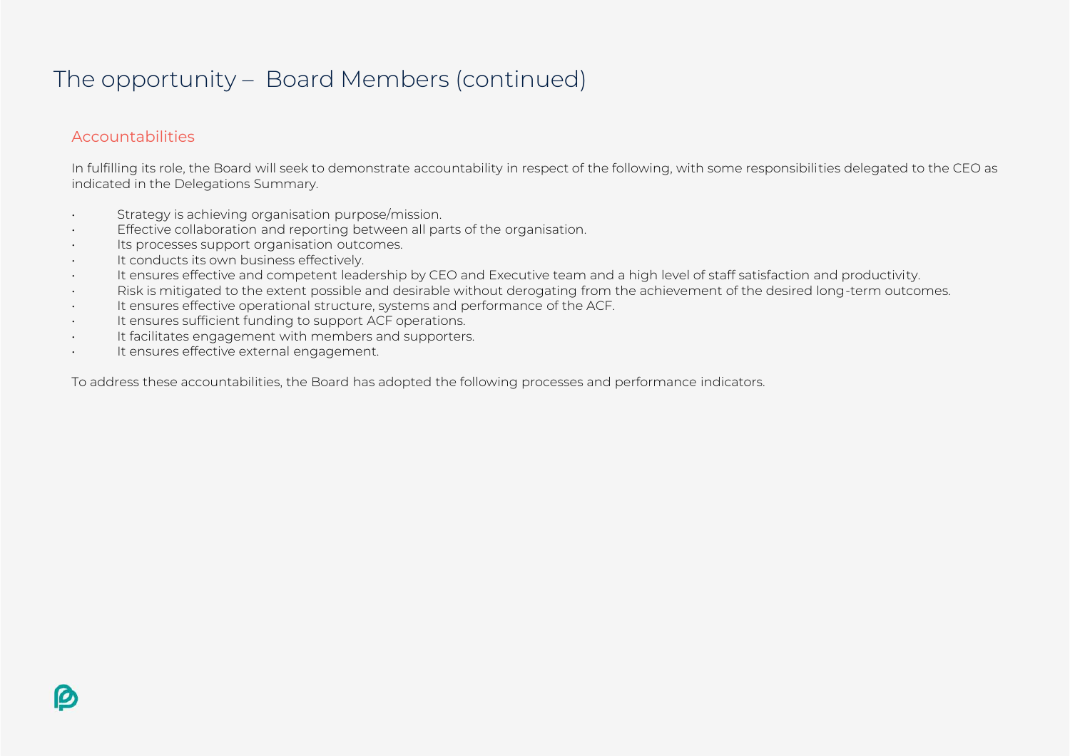# The opportunity – Board Members (continued)

## Accountabilities

In fulfilling its role, the Board will seek to demonstrate accountability in respect of the following, with some responsibilities delegated to the CEO as indicated in the Delegations Summary.

- Strategy is achieving organisation purpose/mission.
- Effective collaboration and reporting between all parts of the organisation.
- Its processes support organisation outcomes.
- It conducts its own business effectively.
- It ensures effective and competent leadership by CEO and Executive team and a high level of staff satisfaction and productivity.
- Risk is mitigated to the extent possible and desirable without derogating from the achievement of the desired long-term outcomes.
- It ensures effective operational structure, systems and performance of the ACF.
- It ensures sufficient funding to support ACF operations.
- It facilitates engagement with members and supporters.
- It ensures effective external engagement.

To address these accountabilities, the Board has adopted the following processes and performance indicators.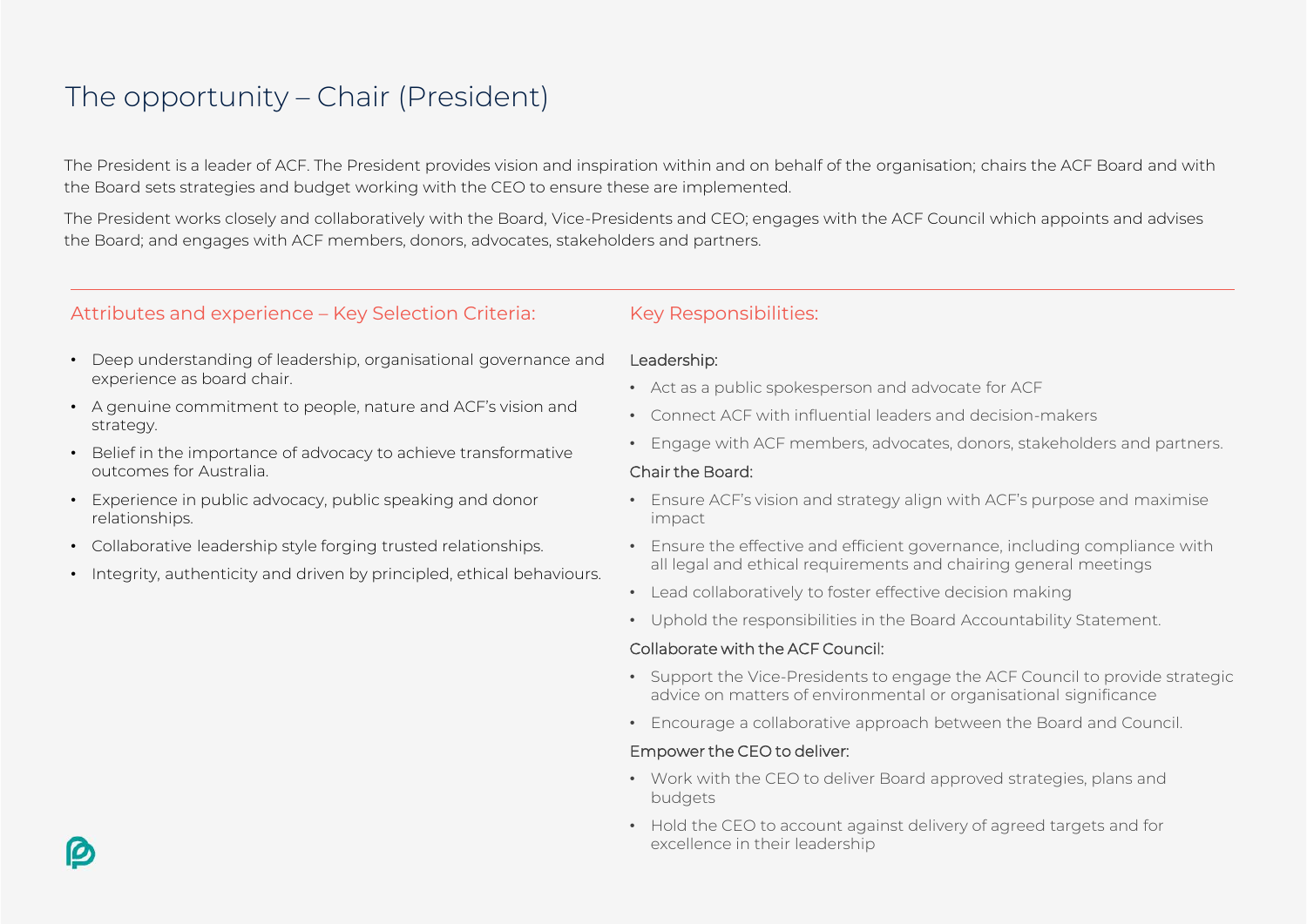# The opportunity – Chair (President)

The President is a leader of ACF. The President provides vision and inspiration within and on behalf of the organisation; chairs the ACF Board and with the Board sets strategies and budget working with the CEO to ensure these are implemented.

The President works closely and collaboratively with the Board, Vice-Presidents and CEO; engages with the ACF Council which appoints and advises the Board; and engages with ACF members, donors, advocates, stakeholders and partners.

## Attributes and experience – Key Selection Criteria:

- Deep understanding of leadership, organisational governance and experience as board chair.
- A genuine commitment to people, nature and ACF's vision and strategy.
- Belief in the importance of advocacy to achieve transformative outcomes for Australia.
- Experience in public advocacy, public speaking and donor relationships.
- Collaborative leadership style forging trusted relationships.
- Integrity, authenticity and driven by principled, ethical behaviours.

## Key Responsibilities:

### Leadership:

- Act as a public spokesperson and advocate for ACF
- Connect ACF with influential leaders and decision-makers
- Engage with ACF members, advocates, donors, stakeholders and partners.

### Chair the Board:

- Ensure ACF's vision and strategy align with ACF's purpose and maximise impact
- Ensure the effective and efficient governance, including compliance with all legal and ethical requirements and chairing general meetings
- Lead collaboratively to foster effective decision making
- Uphold the responsibilities in the Board Accountability Statement.

### Collaborate with the ACF Council:

- Support the Vice-Presidents to engage the ACF Council to provide strategic advice on matters of environmental or organisational significance
- Encourage a collaborative approach between the Board and Council.

### Empower the CEO to deliver:

- Work with the CEO to deliver Board approved strategies, plans and budgets
- Hold the CEO to account against delivery of agreed targets and for excellence in their leadership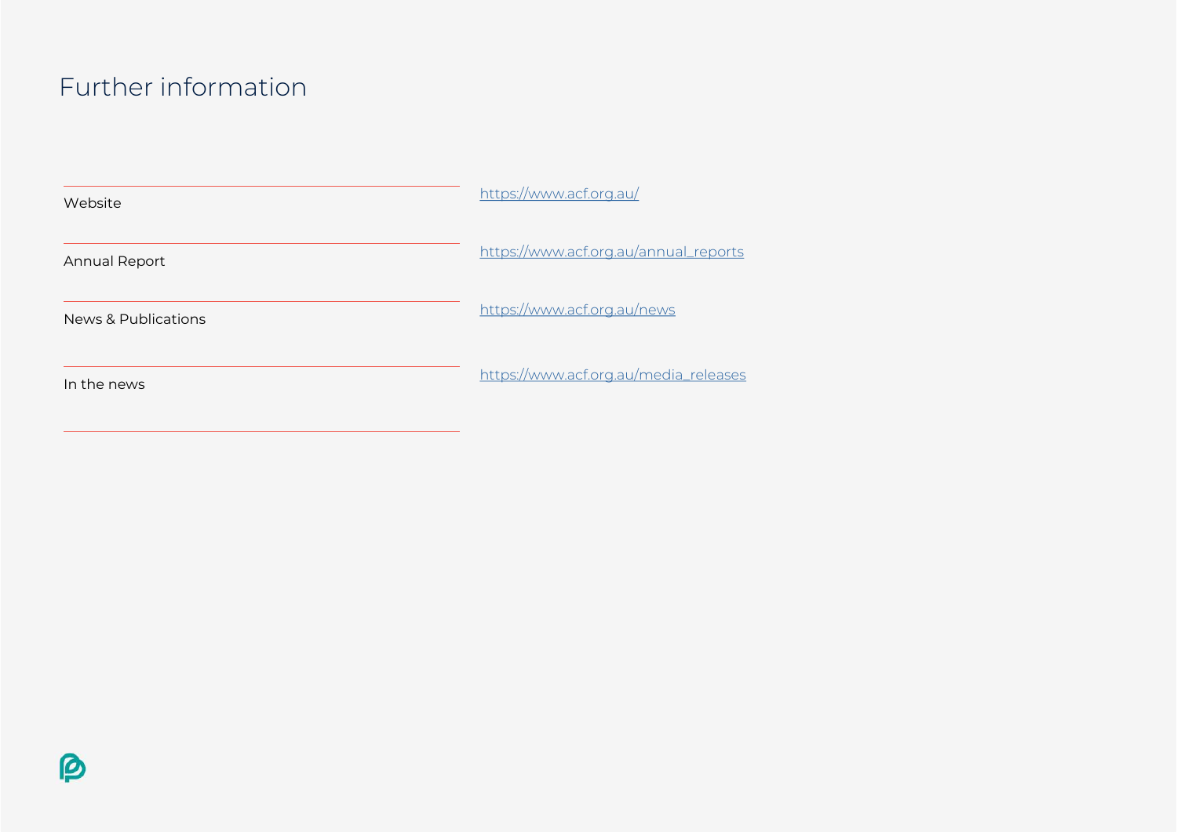# Further information

| | |
|---|---|
| Website | https://www.acf.org.au/ |
| Annual Report | https://www.acf.org.au/annual_reports |
| News & Publications | https://www.acf.org.au/news |
| In the news | https://www.acf.org.au/media_releases |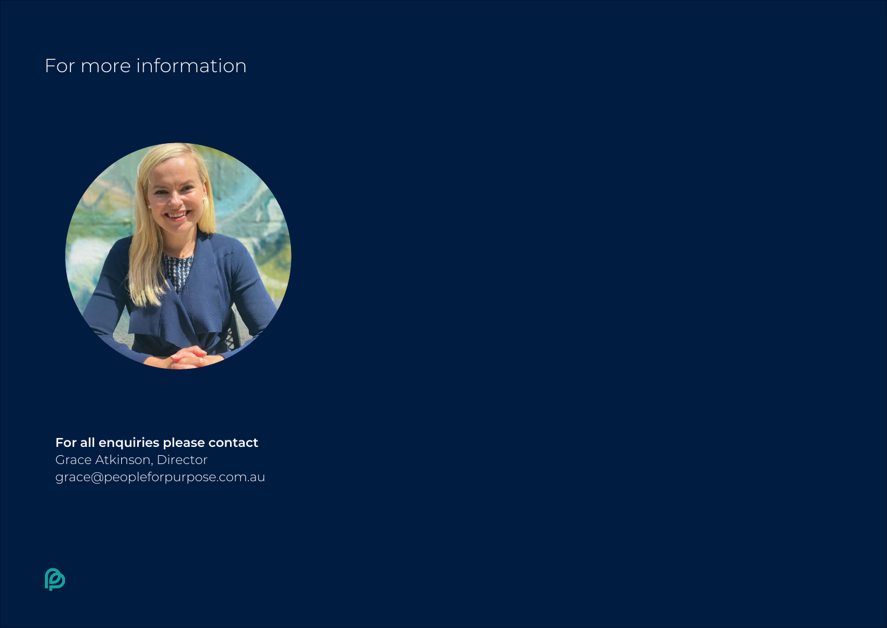# For more information

**For all enquiries please contact**
Grace Atkinson, Director
grace@peopleforpurpose.com.au